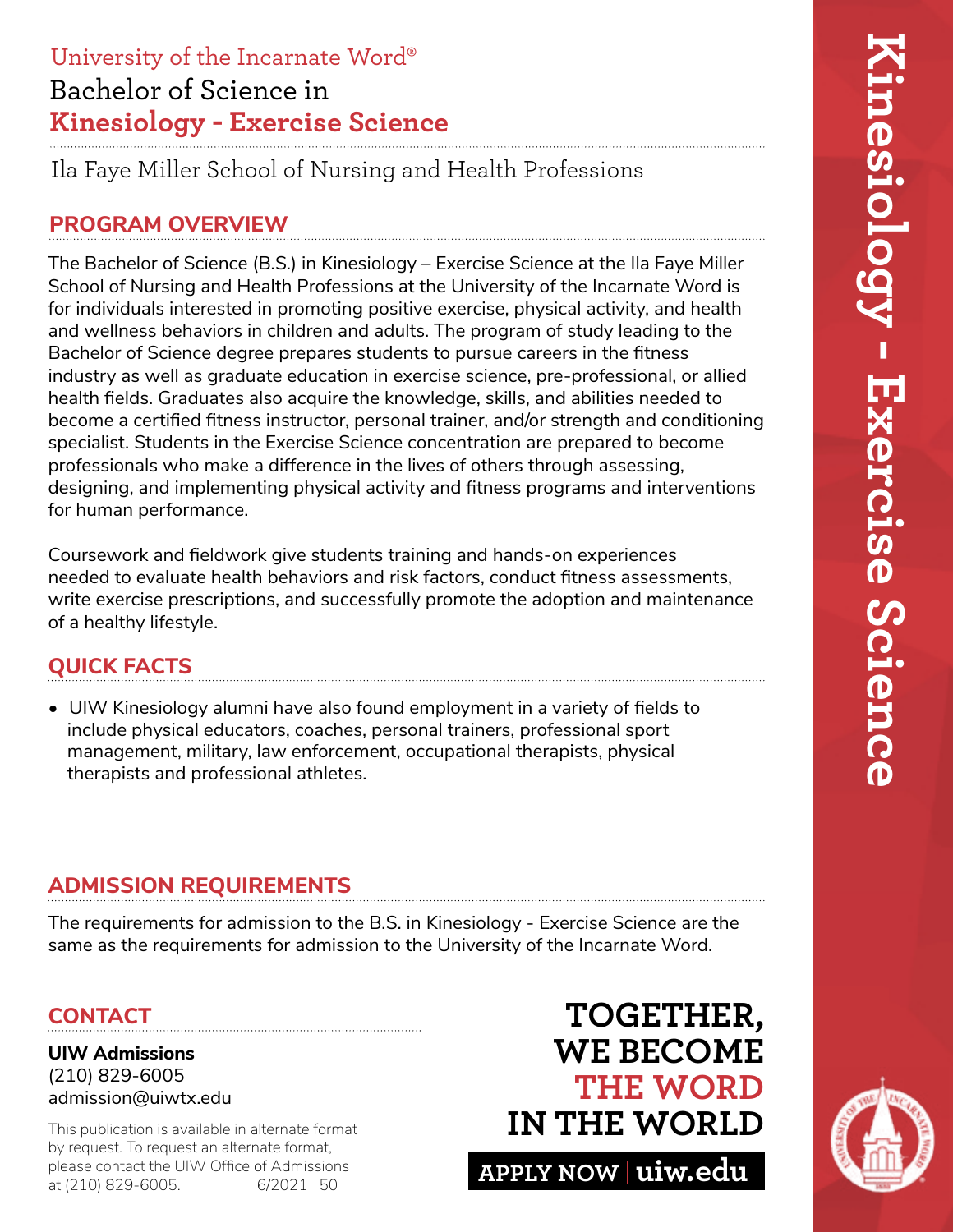University of the Incarnate Word®

# Bachelor of Science in Kinesiology - Exercise Science

Ila Faye Miller School of Nursing and Health Professions

## PROGRAM OVERVIEW

The Bachelor of Science (B.S.) in Kinesiology – Exercise Science at the Ila Faye Miller School of Nursing and Health Professions at the University of the Incarnate Word is for individuals interested in promoting positive exercise, physical activity, and health and wellness behaviors in children and adults. The program of study leading to the Bachelor of Science degree prepares students to pursue careers in the fitness industry as well as graduate education in exercise science, pre-professional, or allied health fields. Graduates also acquire the knowledge, skills, and abilities needed to become a certified fitness instructor, personal trainer, and/or strength and conditioning specialist. Students in the Exercise Science concentration are prepared to become professionals who make a difference in the lives of others through assessing, designing, and implementing physical activity and fitness programs and interventions for human performance.

Coursework and fieldwork give students training and hands-on experiences needed to evaluate health behaviors and risk factors, conduct fitness assessments, write exercise prescriptions, and successfully promote the adoption and maintenance of a healthy lifestyle.

## QUICK FACTS

- UIW Kinesiology alumni have also found employment in a variety of fields to include physical educators, coaches, personal trainers, professional sport management, military, law enforcement, occupational therapists, physical therapists and professional athletes.

## ADMISSION REQUIREMENTS

The requirements for admission to the B.S. in Kinesiology - Exercise Science are the same as the requirements for admission to the University of the Incarnate Word.

## CONTACT

**UIW Admissions**
(210) 829-6005
admission@uiwtx.edu

This publication is available in alternate format by request. To request an alternate format, please contact the UIW Office of Admissions at (210) 829-6005. 6/2021 50

**TOGETHER, WE BECOME THE WORD IN THE WORLD**

**APPLY NOW | uiw.edu**

Kinesiology - Exercise Science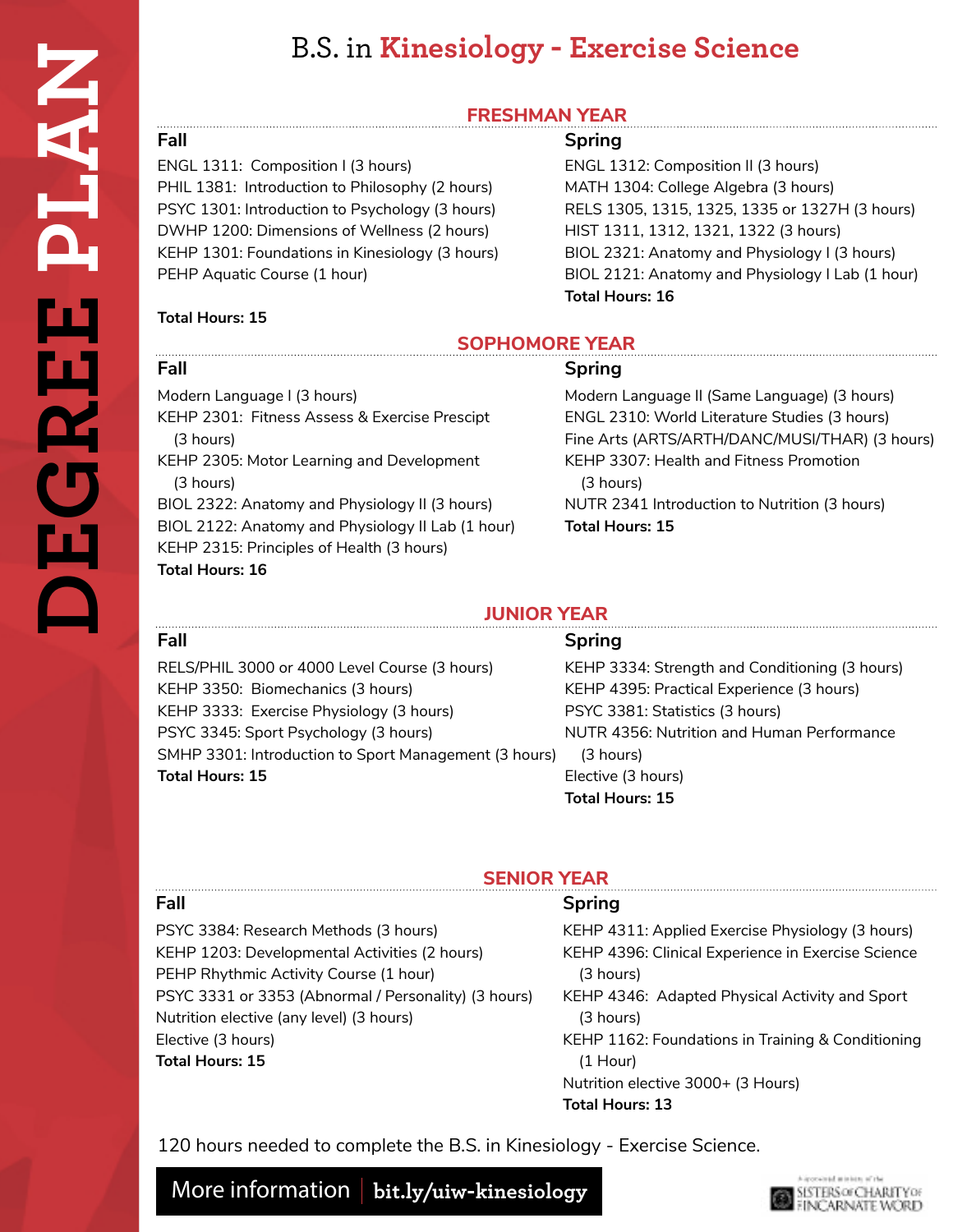# DEGREE PLAN

## B.S. in Kinesiology - Exercise Science

### FRESHMAN YEAR

**Fall**

ENGL 1311: Composition I (3 hours)
PHIL 1381: Introduction to Philosophy (2 hours)
PSYC 1301: Introduction to Psychology (3 hours)
DWHP 1200: Dimensions of Wellness (2 hours)
KEHP 1301: Foundations in Kinesiology (3 hours)
PEHP Aquatic Course (1 hour)

**Total Hours: 15**

**Spring**

ENGL 1312: Composition II (3 hours)
MATH 1304: College Algebra (3 hours)
RELS 1305, 1315, 1325, 1335 or 1327H (3 hours)
HIST 1311, 1312, 1321, 1322 (3 hours)
BIOL 2321: Anatomy and Physiology I (3 hours)
BIOL 2121: Anatomy and Physiology I Lab (1 hour)

**Total Hours: 16**

### SOPHOMORE YEAR

**Fall**

Modern Language I (3 hours)
KEHP 2301: Fitness Assess & Exercise Prescipt (3 hours)
KEHP 2305: Motor Learning and Development (3 hours)
BIOL 2322: Anatomy and Physiology II (3 hours)
BIOL 2122: Anatomy and Physiology II Lab (1 hour)
KEHP 2315: Principles of Health (3 hours)

**Total Hours: 16**

**Spring**

Modern Language II (Same Language) (3 hours)
ENGL 2310: World Literature Studies (3 hours)
Fine Arts (ARTS/ARTH/DANC/MUSI/THAR) (3 hours)
KEHP 3307: Health and Fitness Promotion (3 hours)
NUTR 2341 Introduction to Nutrition (3 hours)

**Total Hours: 15**

### JUNIOR YEAR

**Fall**

RELS/PHIL 3000 or 4000 Level Course (3 hours)
KEHP 3350: Biomechanics (3 hours)
KEHP 3333: Exercise Physiology (3 hours)
PSYC 3345: Sport Psychology (3 hours)
SMHP 3301: Introduction to Sport Management (3 hours)

**Total Hours: 15**

**Spring**

KEHP 3334: Strength and Conditioning (3 hours)
KEHP 4395: Practical Experience (3 hours)
PSYC 3381: Statistics (3 hours)
NUTR 4356: Nutrition and Human Performance (3 hours)
Elective (3 hours)

**Total Hours: 15**

### SENIOR YEAR

**Fall**

PSYC 3384: Research Methods (3 hours)
KEHP 1203: Developmental Activities (2 hours)
PEHP Rhythmic Activity Course (1 hour)
PSYC 3331 or 3353 (Abnormal / Personality) (3 hours)
Nutrition elective (any level) (3 hours)
Elective (3 hours)

**Total Hours: 15**

**Spring**

KEHP 4311: Applied Exercise Physiology (3 hours)
KEHP 4396: Clinical Experience in Exercise Science (3 hours)
KEHP 4346: Adapted Physical Activity and Sport (3 hours)
KEHP 1162: Foundations in Training & Conditioning (1 Hour)
Nutrition elective 3000+ (3 Hours)

**Total Hours: 13**

120 hours needed to complete the B.S. in Kinesiology - Exercise Science.

More information | **bit.ly/uiw-kinesiology**

Sisters of Charity of the Incarnate Word